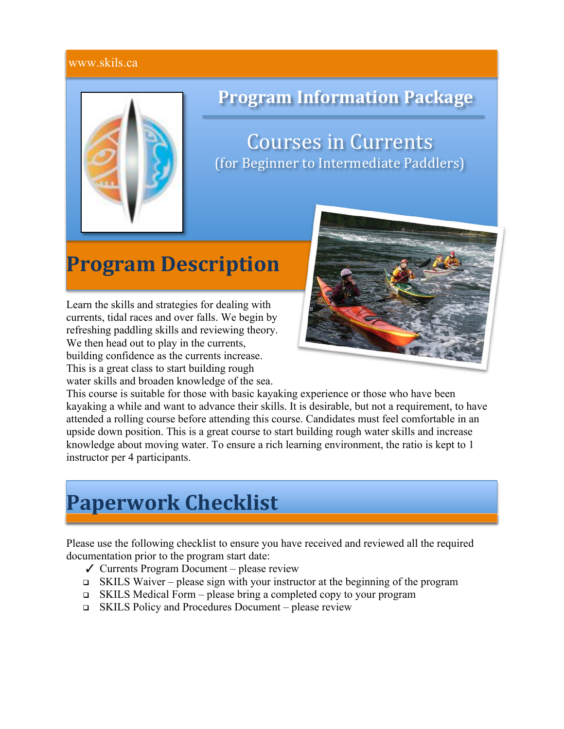www.skils.ca

# Program Information Package

## Courses in Currents

(for Beginner to Intermediate Paddlers)

# Program Description

Learn the skills and strategies for dealing with currents, tidal races and over falls. We begin by refreshing paddling skills and reviewing theory. We then head out to play in the currents, building confidence as the currents increase. This is a great class to start building rough water skills and broaden knowledge of the sea. This course is suitable for those with basic kayaking experience or those who have been kayaking a while and want to advance their skills. It is desirable, but not a requirement, to have attended a rolling course before attending this course. Candidates must feel comfortable in an upside down position. This is a great course to start building rough water skills and increase knowledge about moving water. To ensure a rich learning environment, the ratio is kept to 1 instructor per 4 participants.

# Paperwork Checklist

Please use the following checklist to ensure you have received and reviewed all the required documentation prior to the program start date:

- ✓ Currents Program Document – please review
- ❑ SKILS Waiver – please sign with your instructor at the beginning of the program
- ❑ SKILS Medical Form – please bring a completed copy to your program
- ❑ SKILS Policy and Procedures Document – please review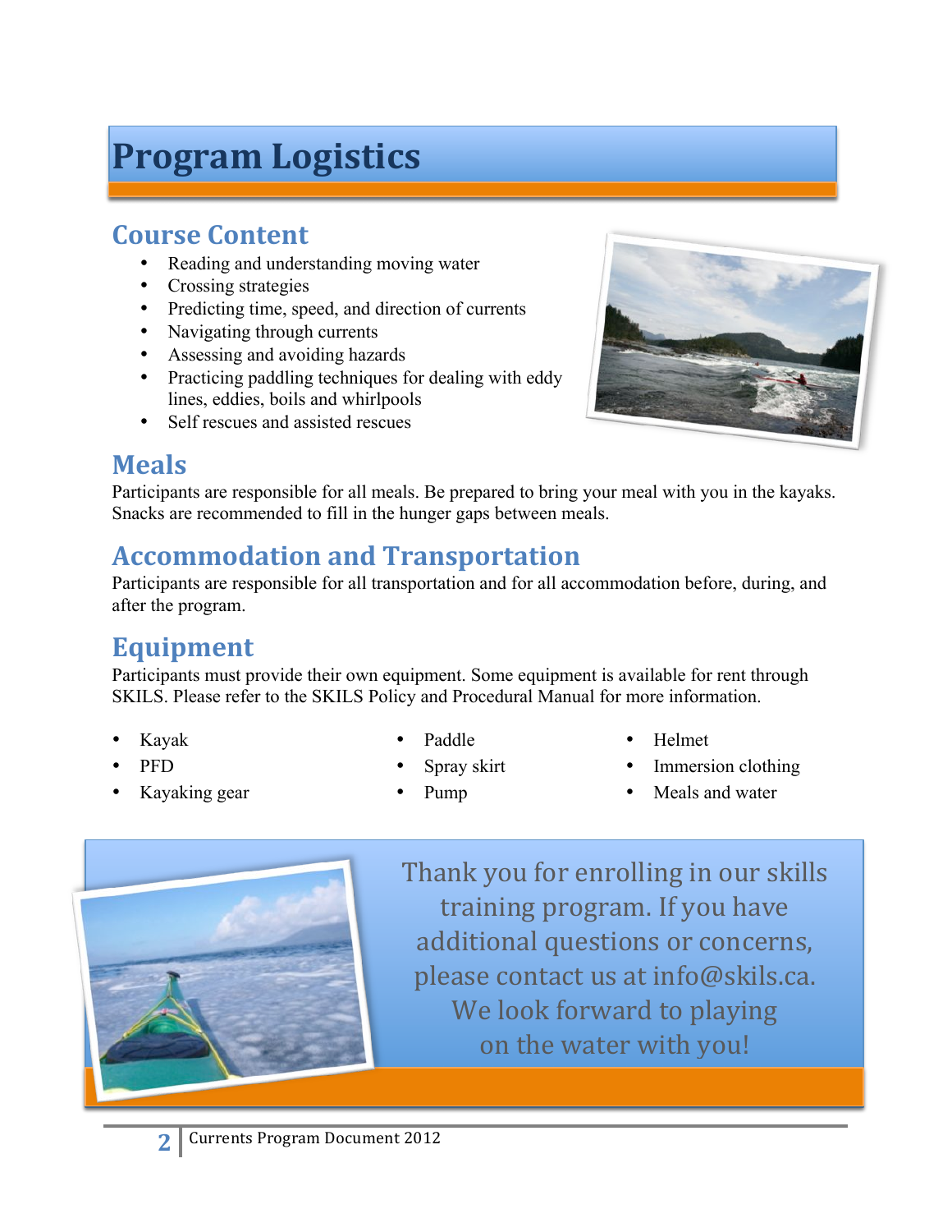# Program Logistics

## Course Content

- Reading and understanding moving water
- Crossing strategies
- Predicting time, speed, and direction of currents
- Navigating through currents
- Assessing and avoiding hazards
- Practicing paddling techniques for dealing with eddy lines, eddies, boils and whirlpools
- Self rescues and assisted rescues

## Meals

Participants are responsible for all meals. Be prepared to bring your meal with you in the kayaks. Snacks are recommended to fill in the hunger gaps between meals.

## Accommodation and Transportation

Participants are responsible for all transportation and for all accommodation before, during, and after the program.

## Equipment

Participants must provide their own equipment. Some equipment is available for rent through SKILS. Please refer to the SKILS Policy and Procedural Manual for more information.

- Kayak
- PFD
- Kayaking gear
- Paddle
- Spray skirt
- Pump
- Helmet
- Immersion clothing
- Meals and water

Thank you for enrolling in our skills training program. If you have additional questions or concerns, please contact us at info@skils.ca. We look forward to playing on the water with you!